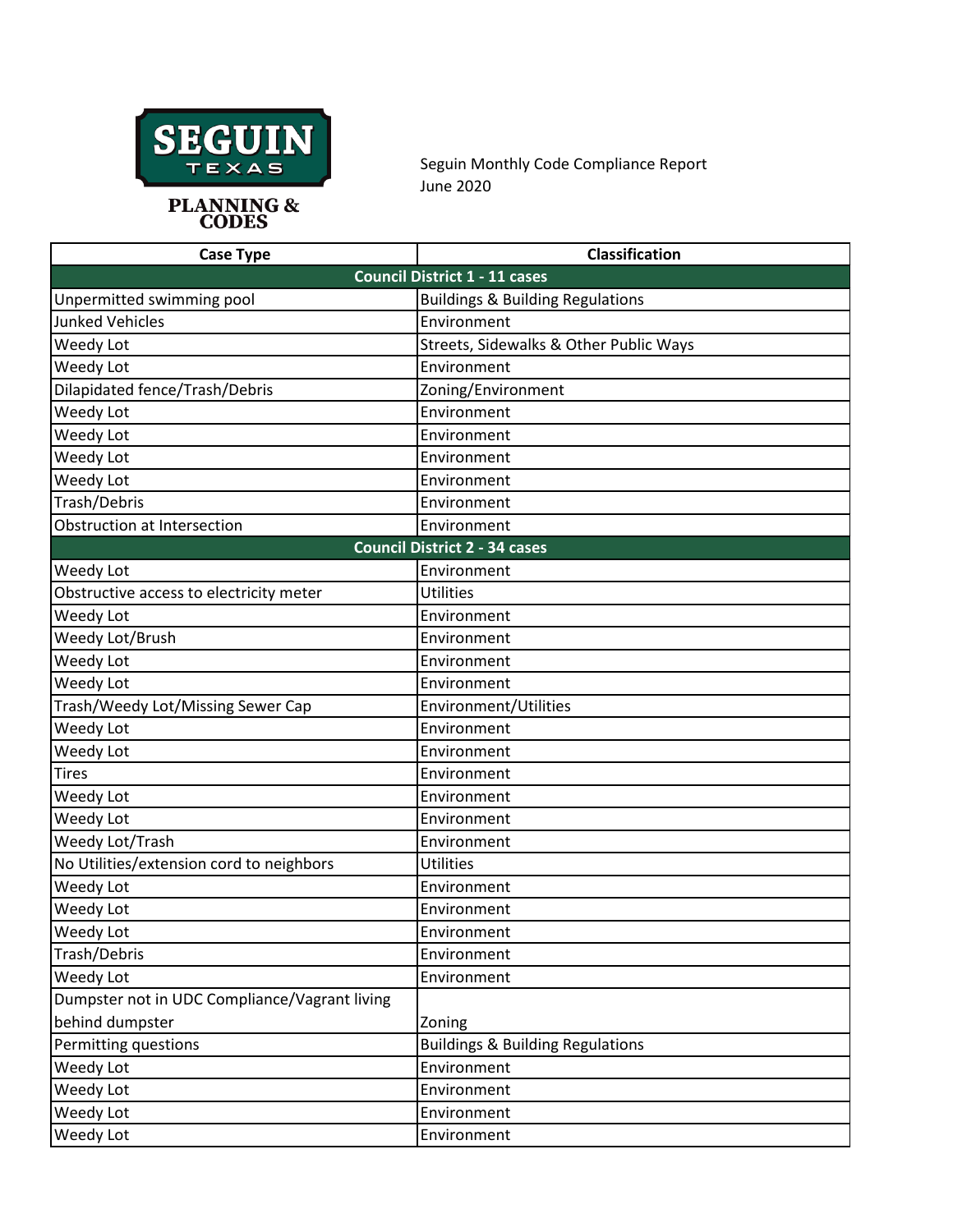SEGUIN TEXAS

PLANNING & CODES

Seguin Monthly Code Compliance Report
June 2020

| Case Type | Classification |
|---|---|
| **Council District 1 - 11 cases** | |
| Unpermitted swimming pool | Buildings & Building Regulations |
| Junked Vehicles | Environment |
| Weedy Lot | Streets, Sidewalks & Other Public Ways |
| Weedy Lot | Environment |
| Dilapidated fence/Trash/Debris | Zoning/Environment |
| Weedy Lot | Environment |
| Weedy Lot | Environment |
| Weedy Lot | Environment |
| Weedy Lot | Environment |
| Trash/Debris | Environment |
| Obstruction at Intersection | Environment |
| **Council District 2 - 34 cases** | |
| Weedy Lot | Environment |
| Obstructive access to electricity meter | Utilities |
| Weedy Lot | Environment |
| Weedy Lot/Brush | Environment |
| Weedy Lot | Environment |
| Weedy Lot | Environment |
| Trash/Weedy Lot/Missing Sewer Cap | Environment/Utilities |
| Weedy Lot | Environment |
| Weedy Lot | Environment |
| Tires | Environment |
| Weedy Lot | Environment |
| Weedy Lot | Environment |
| Weedy Lot/Trash | Environment |
| No Utilities/extension cord to neighbors | Utilities |
| Weedy Lot | Environment |
| Weedy Lot | Environment |
| Weedy Lot | Environment |
| Trash/Debris | Environment |
| Weedy Lot | Environment |
| Dumpster not in UDC Compliance/Vagrant living behind dumpster | Zoning |
| Permitting questions | Buildings & Building Regulations |
| Weedy Lot | Environment |
| Weedy Lot | Environment |
| Weedy Lot | Environment |
| Weedy Lot | Environment |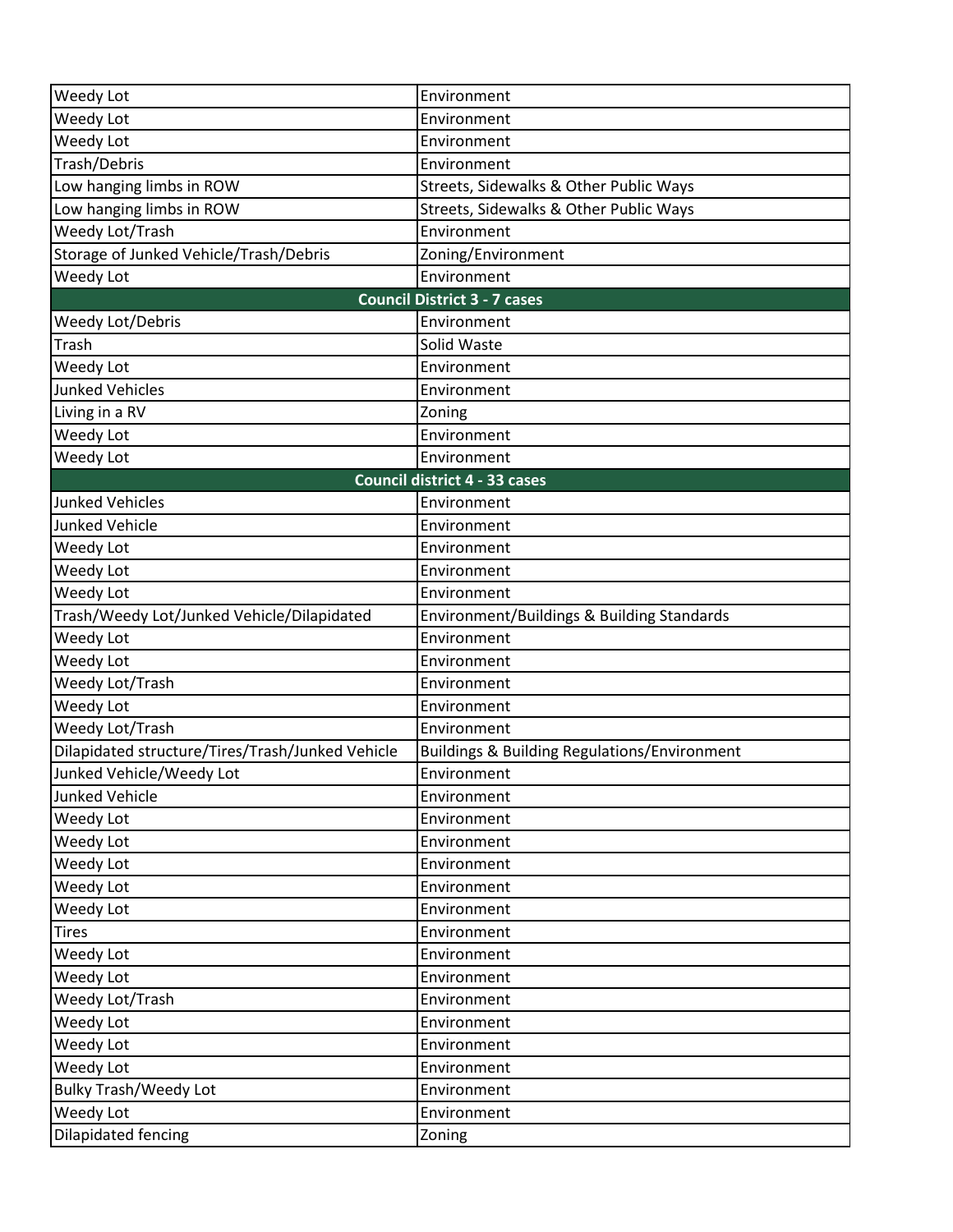| | |
|---|---|
| Weedy Lot | Environment |
| Weedy Lot | Environment |
| Weedy Lot | Environment |
| Trash/Debris | Environment |
| Low hanging limbs in ROW | Streets, Sidewalks & Other Public Ways |
| Low hanging limbs in ROW | Streets, Sidewalks & Other Public Ways |
| Weedy Lot/Trash | Environment |
| Storage of Junked Vehicle/Trash/Debris | Zoning/Environment |
| Weedy Lot | Environment |
| **Council District 3 - 7 cases** | |
| Weedy Lot/Debris | Environment |
| Trash | Solid Waste |
| Weedy Lot | Environment |
| Junked Vehicles | Environment |
| Living in a RV | Zoning |
| Weedy Lot | Environment |
| Weedy Lot | Environment |
| **Council district 4 - 33 cases** | |
| Junked Vehicles | Environment |
| Junked Vehicle | Environment |
| Weedy Lot | Environment |
| Weedy Lot | Environment |
| Weedy Lot | Environment |
| Trash/Weedy Lot/Junked Vehicle/Dilapidated | Environment/Buildings & Building Standards |
| Weedy Lot | Environment |
| Weedy Lot | Environment |
| Weedy Lot/Trash | Environment |
| Weedy Lot | Environment |
| Weedy Lot/Trash | Environment |
| Dilapidated structure/Tires/Trash/Junked Vehicle | Buildings & Building Regulations/Environment |
| Junked Vehicle/Weedy Lot | Environment |
| Junked Vehicle | Environment |
| Weedy Lot | Environment |
| Weedy Lot | Environment |
| Weedy Lot | Environment |
| Weedy Lot | Environment |
| Weedy Lot | Environment |
| Tires | Environment |
| Weedy Lot | Environment |
| Weedy Lot | Environment |
| Weedy Lot/Trash | Environment |
| Weedy Lot | Environment |
| Weedy Lot | Environment |
| Weedy Lot | Environment |
| Bulky Trash/Weedy Lot | Environment |
| Weedy Lot | Environment |
| Dilapidated fencing | Zoning |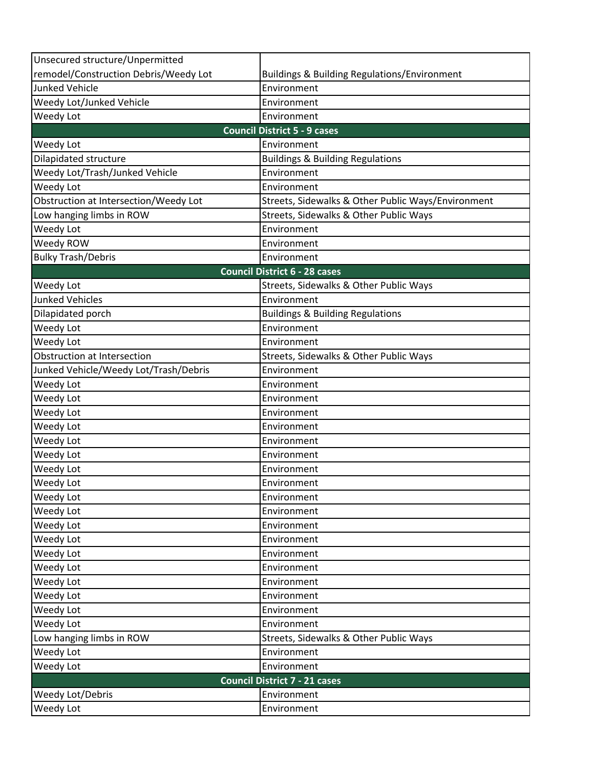| | |
|---|---|
| Unsecured structure/Unpermitted remodel/Construction Debris/Weedy Lot | Buildings & Building Regulations/Environment |
| Junked Vehicle | Environment |
| Weedy Lot/Junked Vehicle | Environment |
| Weedy Lot | Environment |
| **Council District 5 - 9 cases** | |
| Weedy Lot | Environment |
| Dilapidated structure | Buildings & Building Regulations |
| Weedy Lot/Trash/Junked Vehicle | Environment |
| Weedy Lot | Environment |
| Obstruction at Intersection/Weedy Lot | Streets, Sidewalks & Other Public Ways/Environment |
| Low hanging limbs in ROW | Streets, Sidewalks & Other Public Ways |
| Weedy Lot | Environment |
| Weedy ROW | Environment |
| Bulky Trash/Debris | Environment |
| **Council District 6 - 28 cases** | |
| Weedy Lot | Streets, Sidewalks & Other Public Ways |
| Junked Vehicles | Environment |
| Dilapidated porch | Buildings & Building Regulations |
| Weedy Lot | Environment |
| Weedy Lot | Environment |
| Obstruction at Intersection | Streets, Sidewalks & Other Public Ways |
| Junked Vehicle/Weedy Lot/Trash/Debris | Environment |
| Weedy Lot | Environment |
| Weedy Lot | Environment |
| Weedy Lot | Environment |
| Weedy Lot | Environment |
| Weedy Lot | Environment |
| Weedy Lot | Environment |
| Weedy Lot | Environment |
| Weedy Lot | Environment |
| Weedy Lot | Environment |
| Weedy Lot | Environment |
| Weedy Lot | Environment |
| Weedy Lot | Environment |
| Weedy Lot | Environment |
| Weedy Lot | Environment |
| Weedy Lot | Environment |
| Weedy Lot | Environment |
| Weedy Lot | Environment |
| Weedy Lot | Environment |
| Low hanging limbs in ROW | Streets, Sidewalks & Other Public Ways |
| Weedy Lot | Environment |
| Weedy Lot | Environment |
| **Council District 7 - 21 cases** | |
| Weedy Lot/Debris | Environment |
| Weedy Lot | Environment |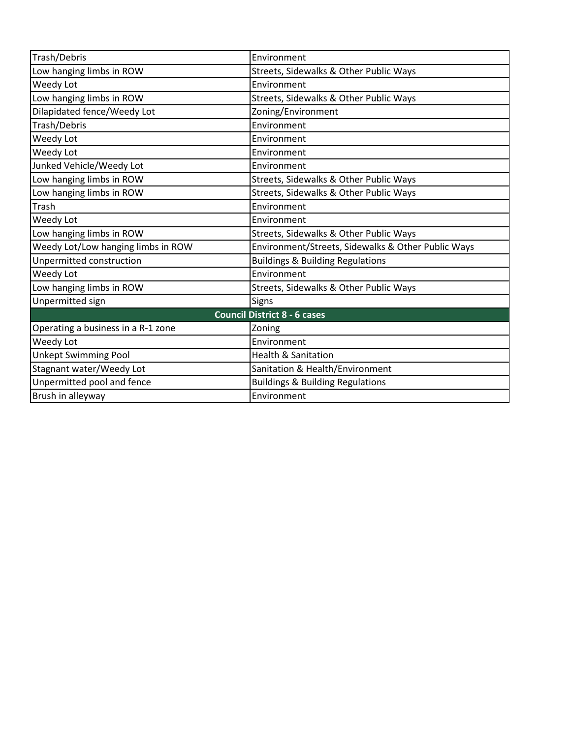| | |
|---|---|
| Trash/Debris | Environment |
| Low hanging limbs in ROW | Streets, Sidewalks & Other Public Ways |
| Weedy Lot | Environment |
| Low hanging limbs in ROW | Streets, Sidewalks & Other Public Ways |
| Dilapidated fence/Weedy Lot | Zoning/Environment |
| Trash/Debris | Environment |
| Weedy Lot | Environment |
| Weedy Lot | Environment |
| Junked Vehicle/Weedy Lot | Environment |
| Low hanging limbs in ROW | Streets, Sidewalks & Other Public Ways |
| Low hanging limbs in ROW | Streets, Sidewalks & Other Public Ways |
| Trash | Environment |
| Weedy Lot | Environment |
| Low hanging limbs in ROW | Streets, Sidewalks & Other Public Ways |
| Weedy Lot/Low hanging limbs in ROW | Environment/Streets, Sidewalks & Other Public Ways |
| Unpermitted construction | Buildings & Building Regulations |
| Weedy Lot | Environment |
| Low hanging limbs in ROW | Streets, Sidewalks & Other Public Ways |
| Unpermitted sign | Signs |
| **Council District 8 - 6 cases** | |
| Operating a business in a R-1 zone | Zoning |
| Weedy Lot | Environment |
| Unkept Swimming Pool | Health & Sanitation |
| Stagnant water/Weedy Lot | Sanitation & Health/Environment |
| Unpermitted pool and fence | Buildings & Building Regulations |
| Brush in alleyway | Environment |